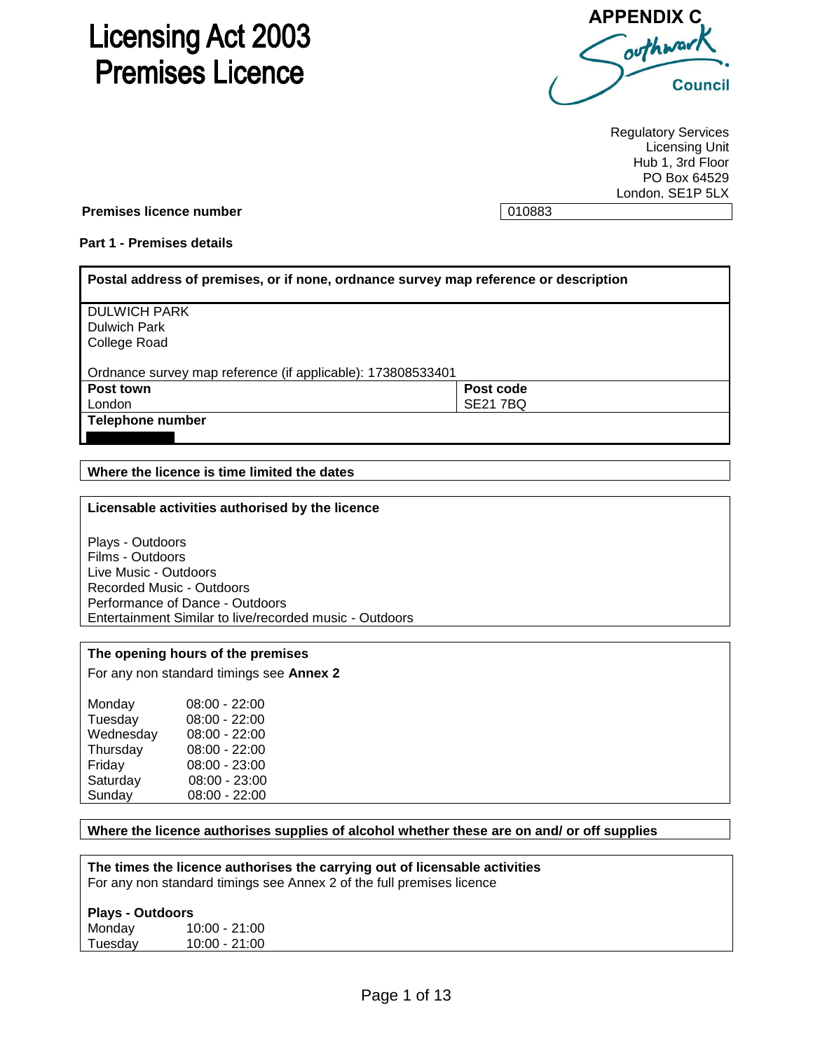# Licensing Act 2003
# Premises Licence

**APPENDIX C**

Southwark Council

Regulatory Services
Licensing Unit
Hub 1, 3rd Floor
PO Box 64529
London, SE1P 5LX

**Premises licence number** 010883

**Part 1 - Premises details**

| **Postal address of premises, or if none, ordnance survey map reference or description** | |
|---|---|
| DULWICH PARK<br>Dulwich Park<br>College Road<br><br>Ordnance survey map reference (if applicable): 173808533401 | |
| **Post town**<br>London | **Post code**<br>SE21 7BQ |
| **Telephone number** | |

**Where the licence is time limited the dates**

**Licensable activities authorised by the licence**

Plays - Outdoors
Films - Outdoors
Live Music - Outdoors
Recorded Music - Outdoors
Performance of Dance - Outdoors
Entertainment Similar to live/recorded music - Outdoors

**The opening hours of the premises**

For any non standard timings see **Annex 2**

| | |
|---|---|
| Monday | 08:00 - 22:00 |
| Tuesday | 08:00 - 22:00 |
| Wednesday | 08:00 - 22:00 |
| Thursday | 08:00 - 22:00 |
| Friday | 08:00 - 23:00 |
| Saturday | 08:00 - 23:00 |
| Sunday | 08:00 - 22:00 |

**Where the licence authorises supplies of alcohol whether these are on and/ or off supplies**

**The times the licence authorises the carrying out of licensable activities**

For any non standard timings see Annex 2 of the full premises licence

**Plays - Outdoors**

| | |
|---|---|
| Monday | 10:00 - 21:00 |
| Tuesday | 10:00 - 21:00 |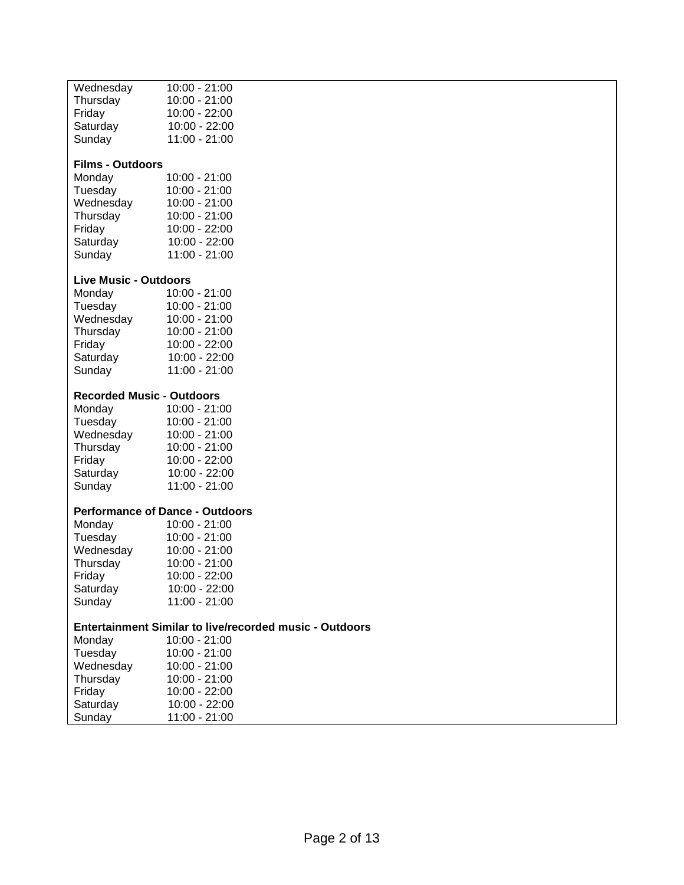Wednesday 10:00 - 21:00
Thursday 10:00 - 21:00
Friday 10:00 - 22:00
Saturday 10:00 - 22:00
Sunday 11:00 - 21:00

**Films - Outdoors**

Monday 10:00 - 21:00
Tuesday 10:00 - 21:00
Wednesday 10:00 - 21:00
Thursday 10:00 - 21:00
Friday 10:00 - 22:00
Saturday 10:00 - 22:00
Sunday 11:00 - 21:00

**Live Music - Outdoors**

Monday 10:00 - 21:00
Tuesday 10:00 - 21:00
Wednesday 10:00 - 21:00
Thursday 10:00 - 21:00
Friday 10:00 - 22:00
Saturday 10:00 - 22:00
Sunday 11:00 - 21:00

**Recorded Music - Outdoors**

Monday 10:00 - 21:00
Tuesday 10:00 - 21:00
Wednesday 10:00 - 21:00
Thursday 10:00 - 21:00
Friday 10:00 - 22:00
Saturday 10:00 - 22:00
Sunday 11:00 - 21:00

**Performance of Dance - Outdoors**

Monday 10:00 - 21:00
Tuesday 10:00 - 21:00
Wednesday 10:00 - 21:00
Thursday 10:00 - 21:00
Friday 10:00 - 22:00
Saturday 10:00 - 22:00
Sunday 11:00 - 21:00

**Entertainment Similar to live/recorded music - Outdoors**

Monday 10:00 - 21:00
Tuesday 10:00 - 21:00
Wednesday 10:00 - 21:00
Thursday 10:00 - 21:00
Friday 10:00 - 22:00
Saturday 10:00 - 22:00
Sunday 11:00 - 21:00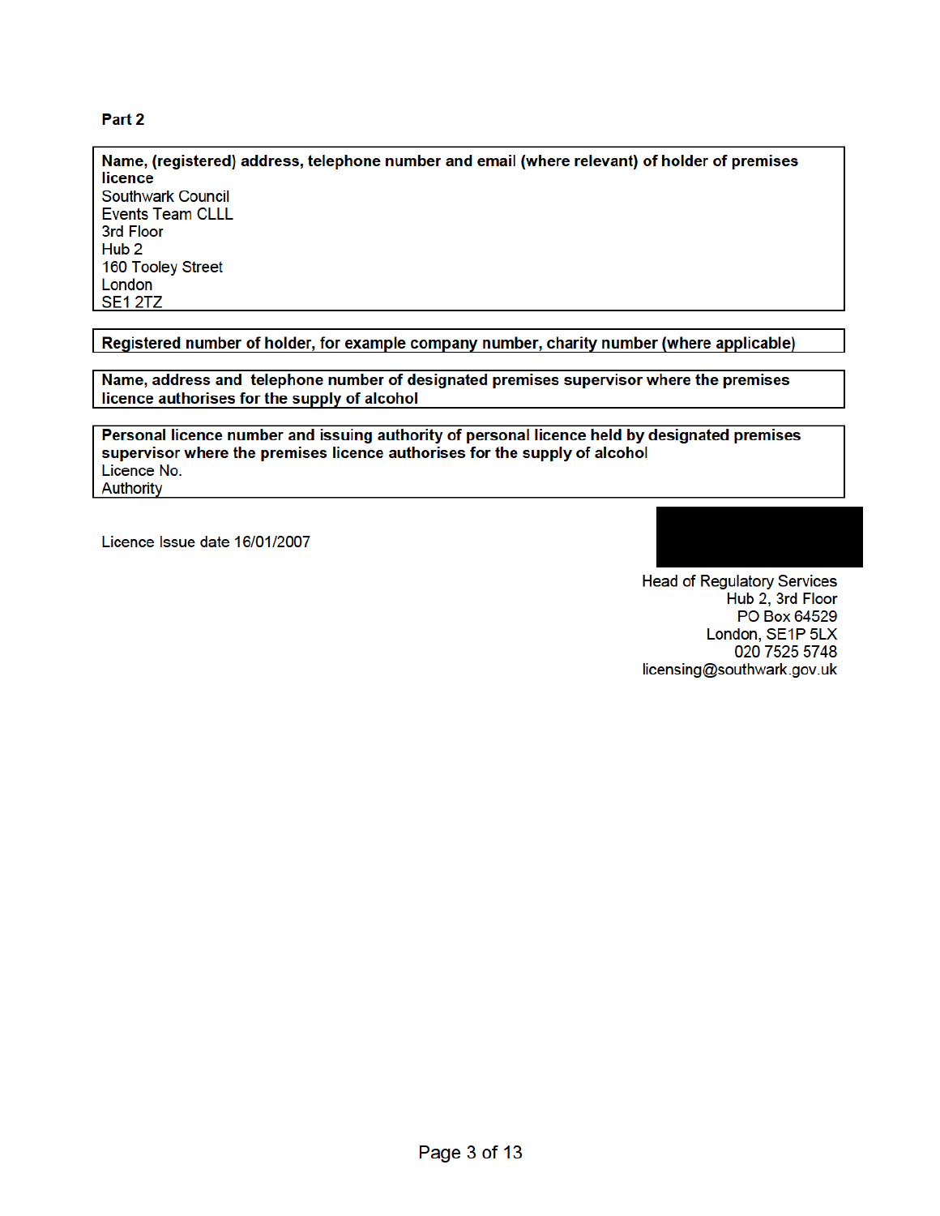**Part 2**

| **Name, (registered) address, telephone number and email (where relevant) of holder of premises licence** |
|---|
| Southwark Council<br>Events Team CLLL<br>3rd Floor<br>Hub 2<br>160 Tooley Street<br>London<br>SE1 2TZ |

| **Registered number of holder, for example company number, charity number (where applicable)** |
|---|

| **Name, address and telephone number of designated premises supervisor where the premises licence authorises for the supply of alcohol** |
|---|

| **Personal licence number and issuing authority of personal licence held by designated premises supervisor where the premises licence authorises for the supply of alcohol** |
|---|
| Licence No.<br>Authority |

Licence Issue date 16/01/2007

Head of Regulatory Services
Hub 2, 3rd Floor
PO Box 64529
London, SE1P 5LX
020 7525 5748
licensing@southwark.gov.uk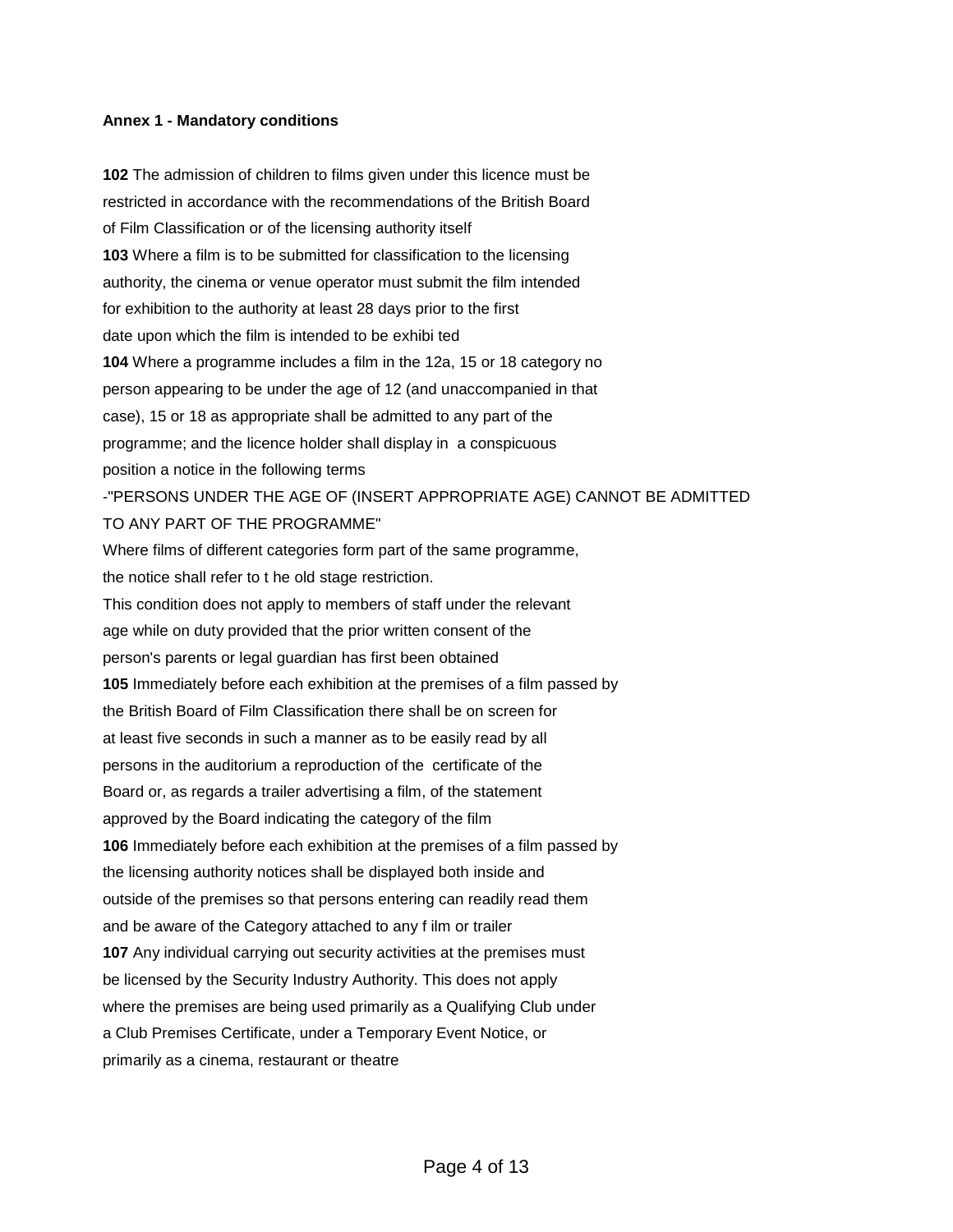**Annex 1 - Mandatory conditions**

**102** The admission of children to films given under this licence must be restricted in accordance with the recommendations of the British Board of Film Classification or of the licensing authority itself

**103** Where a film is to be submitted for classification to the licensing authority, the cinema or venue operator must submit the film intended for exhibition to the authority at least 28 days prior to the first date upon which the film is intended to be exhibi ted

**104** Where a programme includes a film in the 12a, 15 or 18 category no person appearing to be under the age of 12 (and unaccompanied in that case), 15 or 18 as appropriate shall be admitted to any part of the programme; and the licence holder shall display in a conspicuous position a notice in the following terms

-"PERSONS UNDER THE AGE OF (INSERT APPROPRIATE AGE) CANNOT BE ADMITTED TO ANY PART OF THE PROGRAMME"

Where films of different categories form part of the same programme, the notice shall refer to t he old stage restriction.

This condition does not apply to members of staff under the relevant age while on duty provided that the prior written consent of the person's parents or legal guardian has first been obtained

**105** Immediately before each exhibition at the premises of a film passed by the British Board of Film Classification there shall be on screen for at least five seconds in such a manner as to be easily read by all persons in the auditorium a reproduction of the certificate of the Board or, as regards a trailer advertising a film, of the statement approved by the Board indicating the category of the film

**106** Immediately before each exhibition at the premises of a film passed by the licensing authority notices shall be displayed both inside and outside of the premises so that persons entering can readily read them and be aware of the Category attached to any f ilm or trailer

**107** Any individual carrying out security activities at the premises must be licensed by the Security Industry Authority. This does not apply where the premises are being used primarily as a Qualifying Club under a Club Premises Certificate, under a Temporary Event Notice, or primarily as a cinema, restaurant or theatre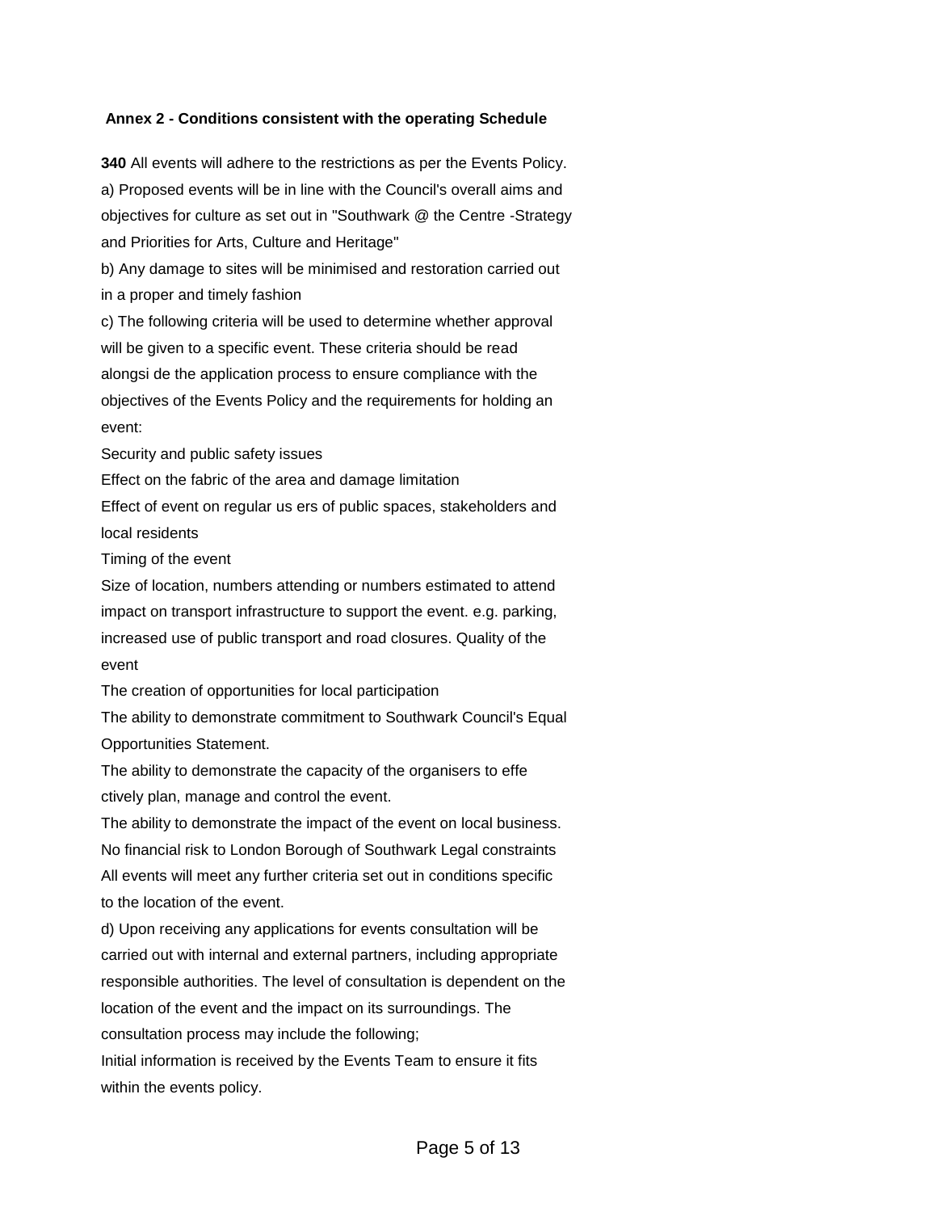**Annex 2 - Conditions consistent with the operating Schedule**

**340** All events will adhere to the restrictions as per the Events Policy.

a) Proposed events will be in line with the Council's overall aims and objectives for culture as set out in "Southwark @ the Centre -Strategy and Priorities for Arts, Culture and Heritage"

b) Any damage to sites will be minimised and restoration carried out in a proper and timely fashion

c) The following criteria will be used to determine whether approval will be given to a specific event. These criteria should be read alongsi de the application process to ensure compliance with the objectives of the Events Policy and the requirements for holding an event:

Security and public safety issues

Effect on the fabric of the area and damage limitation

Effect of event on regular us ers of public spaces, stakeholders and local residents

Timing of the event

Size of location, numbers attending or numbers estimated to attend impact on transport infrastructure to support the event. e.g. parking, increased use of public transport and road closures. Quality of the event

The creation of opportunities for local participation

The ability to demonstrate commitment to Southwark Council's Equal Opportunities Statement.

The ability to demonstrate the capacity of the organisers to effe ctively plan, manage and control the event.

The ability to demonstrate the impact of the event on local business.

No financial risk to London Borough of Southwark Legal constraints

All events will meet any further criteria set out in conditions specific to the location of the event.

d) Upon receiving any applications for events consultation will be carried out with internal and external partners, including appropriate responsible authorities. The level of consultation is dependent on the location of the event and the impact on its surroundings. The consultation process may include the following;

Initial information is received by the Events Team to ensure it fits within the events policy.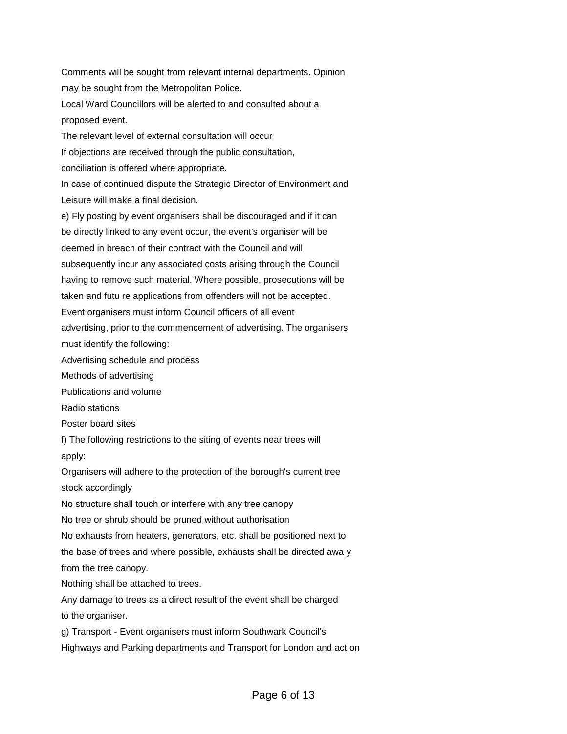Comments will be sought from relevant internal departments. Opinion may be sought from the Metropolitan Police.

Local Ward Councillors will be alerted to and consulted about a proposed event.

The relevant level of external consultation will occur

If objections are received through the public consultation, conciliation is offered where appropriate.

In case of continued dispute the Strategic Director of Environment and Leisure will make a final decision.

e) Fly posting by event organisers shall be discouraged and if it can be directly linked to any event occur, the event's organiser will be deemed in breach of their contract with the Council and will subsequently incur any associated costs arising through the Council having to remove such material. Where possible, prosecutions will be taken and futu re applications from offenders will not be accepted.

Event organisers must inform Council officers of all event advertising, prior to the commencement of advertising. The organisers must identify the following:

Advertising schedule and process

Methods of advertising

Publications and volume

Radio stations

Poster board sites

f) The following restrictions to the siting of events near trees will apply:

Organisers will adhere to the protection of the borough's current tree stock accordingly

No structure shall touch or interfere with any tree canopy

No tree or shrub should be pruned without authorisation

No exhausts from heaters, generators, etc. shall be positioned next to the base of trees and where possible, exhausts shall be directed awa y from the tree canopy.

Nothing shall be attached to trees.

Any damage to trees as a direct result of the event shall be charged to the organiser.

g) Transport - Event organisers must inform Southwark Council's Highways and Parking departments and Transport for London and act on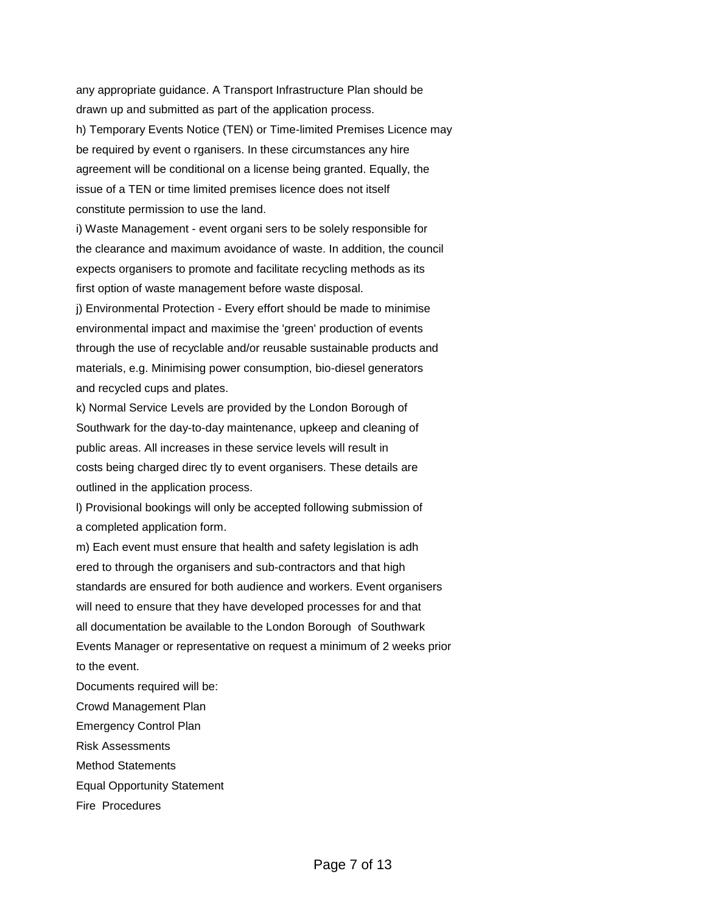any appropriate guidance. A Transport Infrastructure Plan should be drawn up and submitted as part of the application process.

h) Temporary Events Notice (TEN) or Time-limited Premises Licence may be required by event organisers. In these circumstances any hire agreement will be conditional on a license being granted. Equally, the issue of a TEN or time limited premises licence does not itself constitute permission to use the land.

i) Waste Management - event organisers to be solely responsible for the clearance and maximum avoidance of waste. In addition, the council expects organisers to promote and facilitate recycling methods as its first option of waste management before waste disposal.

j) Environmental Protection - Every effort should be made to minimise environmental impact and maximise the 'green' production of events through the use of recyclable and/or reusable sustainable products and materials, e.g. Minimising power consumption, bio-diesel generators and recycled cups and plates.

k) Normal Service Levels are provided by the London Borough of Southwark for the day-to-day maintenance, upkeep and cleaning of public areas. All increases in these service levels will result in costs being charged directly to event organisers. These details are outlined in the application process.

l) Provisional bookings will only be accepted following submission of a completed application form.

m) Each event must ensure that health and safety legislation is adhered to through the organisers and sub-contractors and that high standards are ensured for both audience and workers. Event organisers will need to ensure that they have developed processes for and that all documentation be available to the London Borough of Southwark Events Manager or representative on request a minimum of 2 weeks prior to the event.

Documents required will be:

Crowd Management Plan

Emergency Control Plan

Risk Assessments

Method Statements

Equal Opportunity Statement

Fire Procedures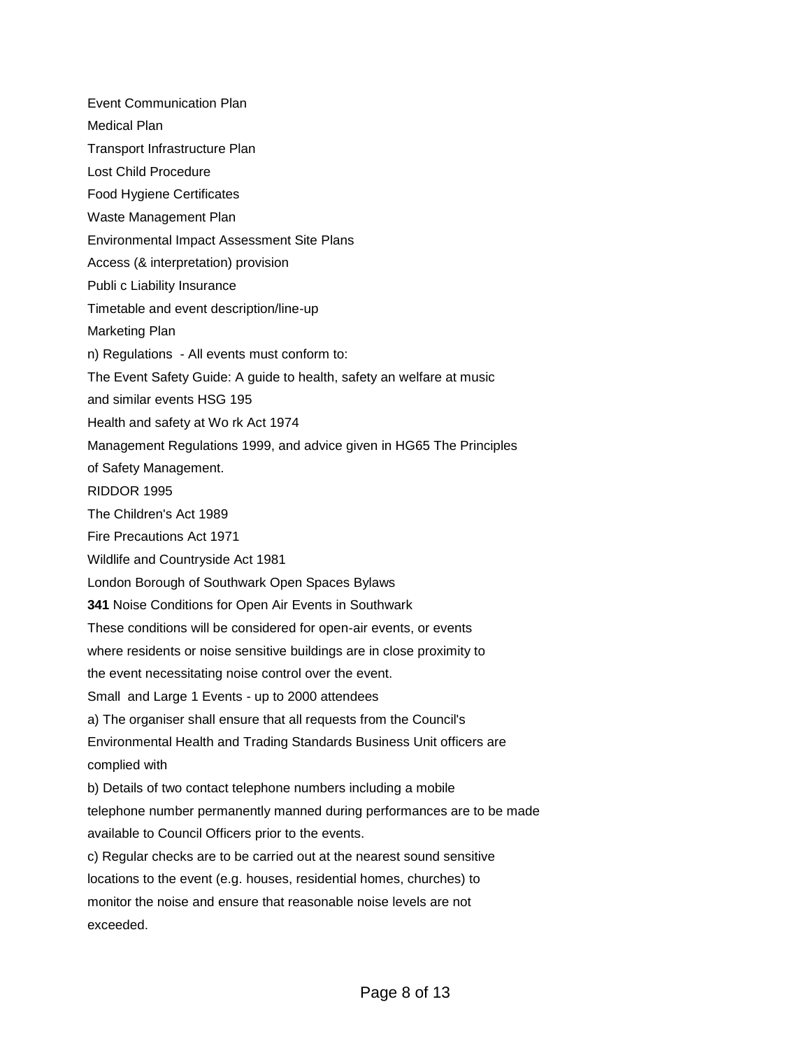Event Communication Plan

Medical Plan

Transport Infrastructure Plan

Lost Child Procedure

Food Hygiene Certificates

Waste Management Plan

Environmental Impact Assessment Site Plans

Access (& interpretation) provision

Publi c Liability Insurance

Timetable and event description/line-up

Marketing Plan

n) Regulations - All events must conform to:

The Event Safety Guide: A guide to health, safety an welfare at music and similar events HSG 195

Health and safety at Wo rk Act 1974

Management Regulations 1999, and advice given in HG65 The Principles of Safety Management.

RIDDOR 1995

The Children's Act 1989

Fire Precautions Act 1971

Wildlife and Countryside Act 1981

London Borough of Southwark Open Spaces Bylaws

**341** Noise Conditions for Open Air Events in Southwark

These conditions will be considered for open-air events, or events where residents or noise sensitive buildings are in close proximity to the event necessitating noise control over the event.

Small and Large 1 Events - up to 2000 attendees

a) The organiser shall ensure that all requests from the Council's Environmental Health and Trading Standards Business Unit officers are complied with

b) Details of two contact telephone numbers including a mobile telephone number permanently manned during performances are to be made available to Council Officers prior to the events.

c) Regular checks are to be carried out at the nearest sound sensitive locations to the event (e.g. houses, residential homes, churches) to monitor the noise and ensure that reasonable noise levels are not exceeded.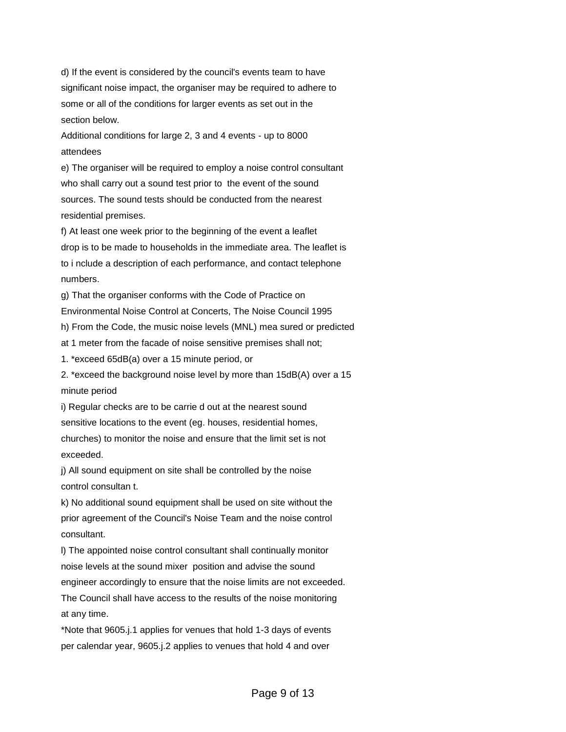d) If the event is considered by the council's events team to have significant noise impact, the organiser may be required to adhere to some or all of the conditions for larger events as set out in the section below.

Additional conditions for large 2, 3 and 4 events - up to 8000 attendees

e) The organiser will be required to employ a noise control consultant who shall carry out a sound test prior to the event of the sound sources. The sound tests should be conducted from the nearest residential premises.

f) At least one week prior to the beginning of the event a leaflet drop is to be made to households in the immediate area. The leaflet is to i nclude a description of each performance, and contact telephone numbers.

g) That the organiser conforms with the Code of Practice on Environmental Noise Control at Concerts, The Noise Council 1995

h) From the Code, the music noise levels (MNL) mea sured or predicted at 1 meter from the facade of noise sensitive premises shall not;

1. *exceed 65dB(a) over a 15 minute period, or
2. *exceed the background noise level by more than 15dB(A) over a 15 minute period

i) Regular checks are to be carrie d out at the nearest sound sensitive locations to the event (eg. houses, residential homes, churches) to monitor the noise and ensure that the limit set is not exceeded.

j) All sound equipment on site shall be controlled by the noise control consultan t.

k) No additional sound equipment shall be used on site without the prior agreement of the Council's Noise Team and the noise control consultant.

l) The appointed noise control consultant shall continually monitor noise levels at the sound mixer position and advise the sound engineer accordingly to ensure that the noise limits are not exceeded. The Council shall have access to the results of the noise monitoring at any time.

*Note that 9605.j.1 applies for venues that hold 1-3 days of events per calendar year, 9605.j.2 applies to venues that hold 4 and over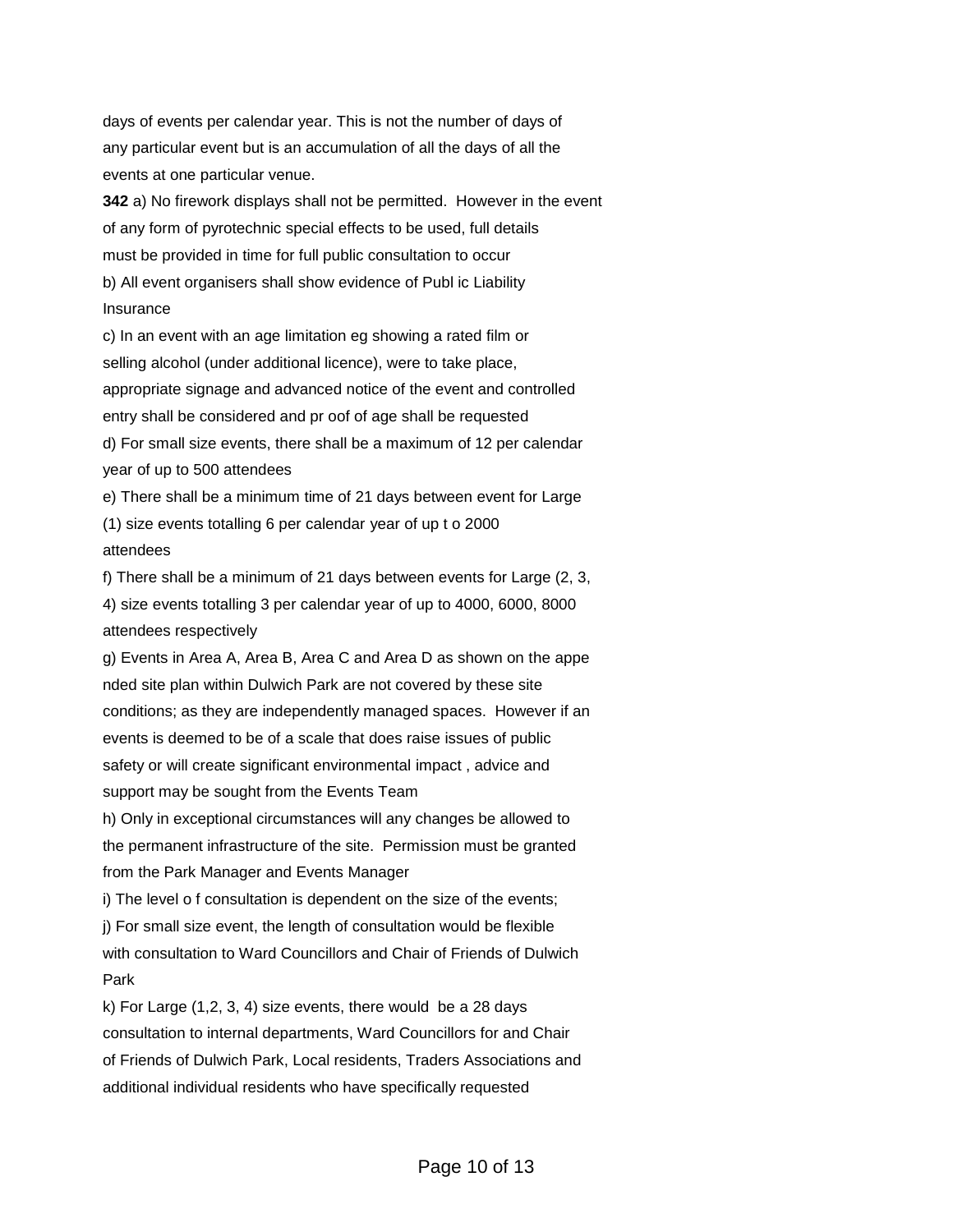days of events per calendar year. This is not the number of days of any particular event but is an accumulation of all the days of all the events at one particular venue.

**342** a) No firework displays shall not be permitted. However in the event of any form of pyrotechnic special effects to be used, full details must be provided in time for full public consultation to occur

b) All event organisers shall show evidence of Publ ic Liability Insurance

c) In an event with an age limitation eg showing a rated film or selling alcohol (under additional licence), were to take place, appropriate signage and advanced notice of the event and controlled entry shall be considered and pr oof of age shall be requested

d) For small size events, there shall be a maximum of 12 per calendar year of up to 500 attendees

e) There shall be a minimum time of 21 days between event for Large (1) size events totalling 6 per calendar year of up t o 2000 attendees

f) There shall be a minimum of 21 days between events for Large (2, 3, 4) size events totalling 3 per calendar year of up to 4000, 6000, 8000 attendees respectively

g) Events in Area A, Area B, Area C and Area D as shown on the appe nded site plan within Dulwich Park are not covered by these site conditions; as they are independently managed spaces. However if an events is deemed to be of a scale that does raise issues of public safety or will create significant environmental impact , advice and support may be sought from the Events Team

h) Only in exceptional circumstances will any changes be allowed to the permanent infrastructure of the site. Permission must be granted from the Park Manager and Events Manager

i) The level o f consultation is dependent on the size of the events;

j) For small size event, the length of consultation would be flexible with consultation to Ward Councillors and Chair of Friends of Dulwich Park

k) For Large (1,2, 3, 4) size events, there would be a 28 days consultation to internal departments, Ward Councillors for and Chair of Friends of Dulwich Park, Local residents, Traders Associations and additional individual residents who have specifically requested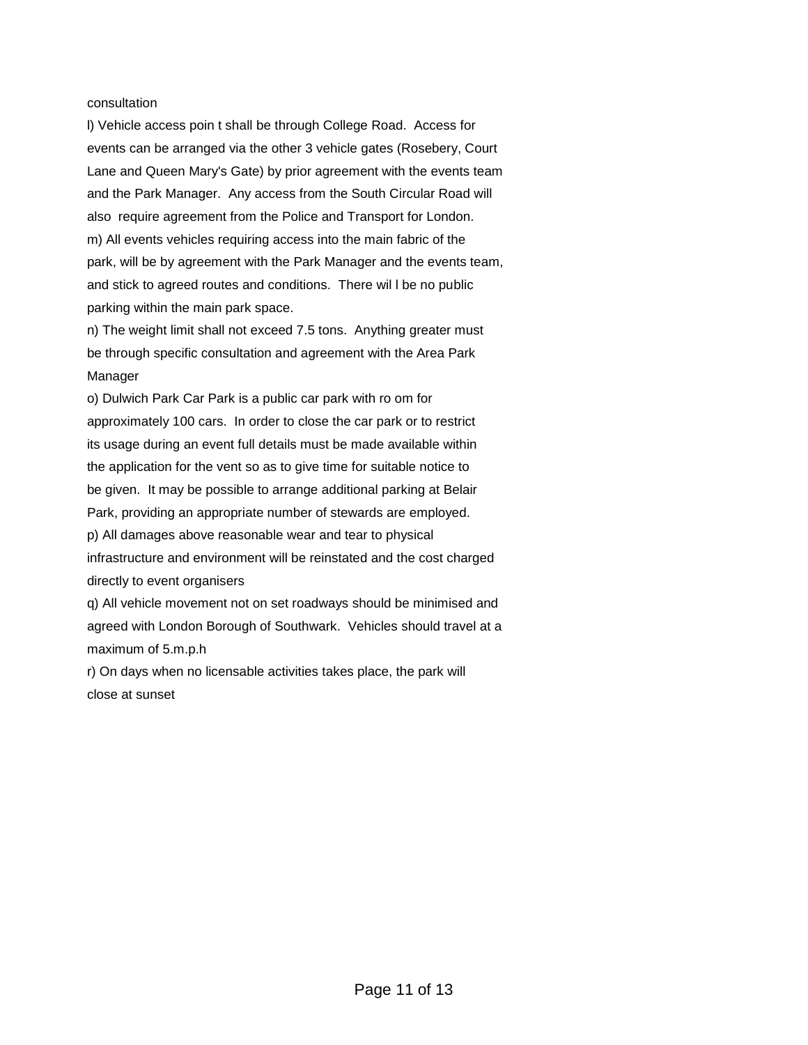consultation

l) Vehicle access poin t shall be through College Road. Access for events can be arranged via the other 3 vehicle gates (Rosebery, Court Lane and Queen Mary's Gate) by prior agreement with the events team and the Park Manager. Any access from the South Circular Road will also require agreement from the Police and Transport for London.

m) All events vehicles requiring access into the main fabric of the park, will be by agreement with the Park Manager and the events team, and stick to agreed routes and conditions. There wil l be no public parking within the main park space.

n) The weight limit shall not exceed 7.5 tons. Anything greater must be through specific consultation and agreement with the Area Park Manager

o) Dulwich Park Car Park is a public car park with ro om for approximately 100 cars. In order to close the car park or to restrict its usage during an event full details must be made available within the application for the vent so as to give time for suitable notice to be given. It may be possible to arrange additional parking at Belair Park, providing an appropriate number of stewards are employed.

p) All damages above reasonable wear and tear to physical infrastructure and environment will be reinstated and the cost charged directly to event organisers

q) All vehicle movement not on set roadways should be minimised and agreed with London Borough of Southwark. Vehicles should travel at a maximum of 5.m.p.h

r) On days when no licensable activities takes place, the park will close at sunset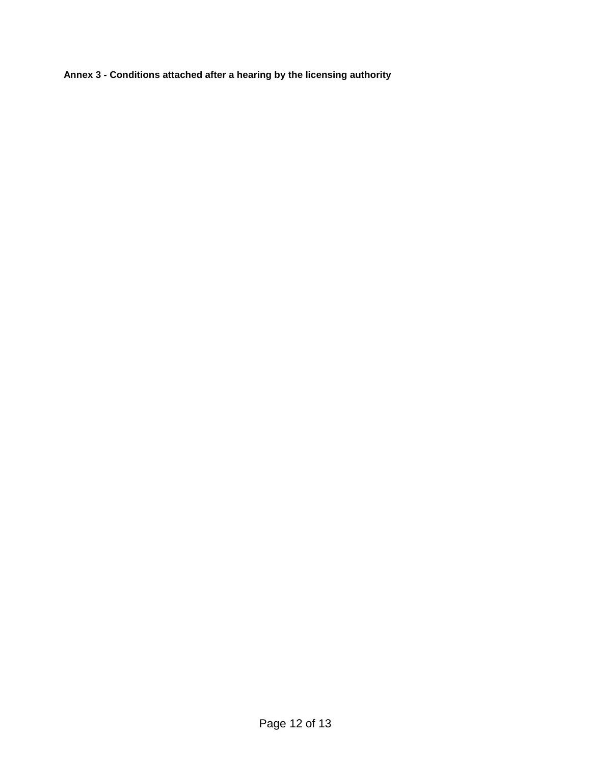**Annex 3 - Conditions attached after a hearing by the licensing authority**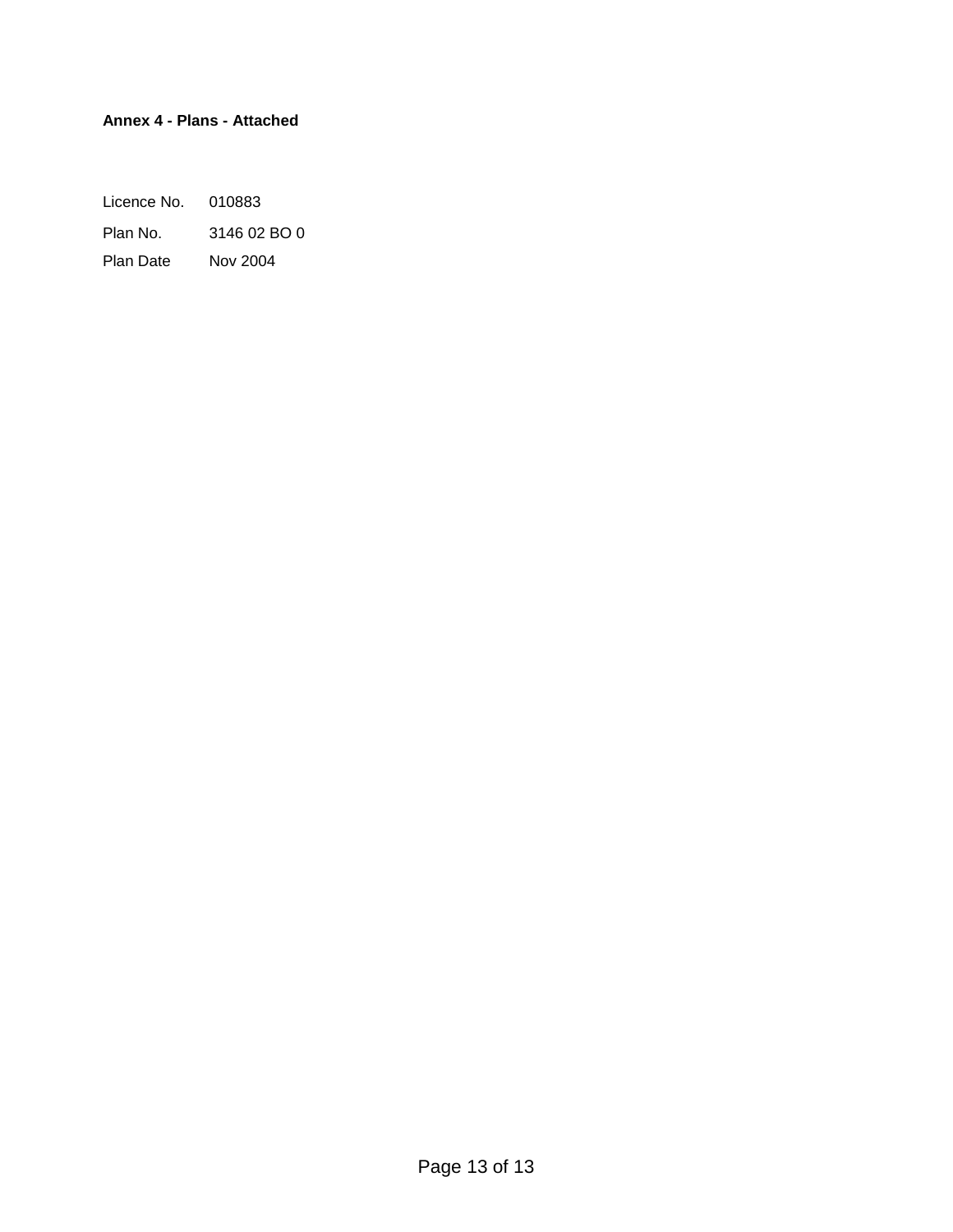**Annex 4 - Plans - Attached**

| | |
|---|---|
| Licence No. | 010883 |
| Plan No. | 3146 02 BO 0 |
| Plan Date | Nov 2004 |